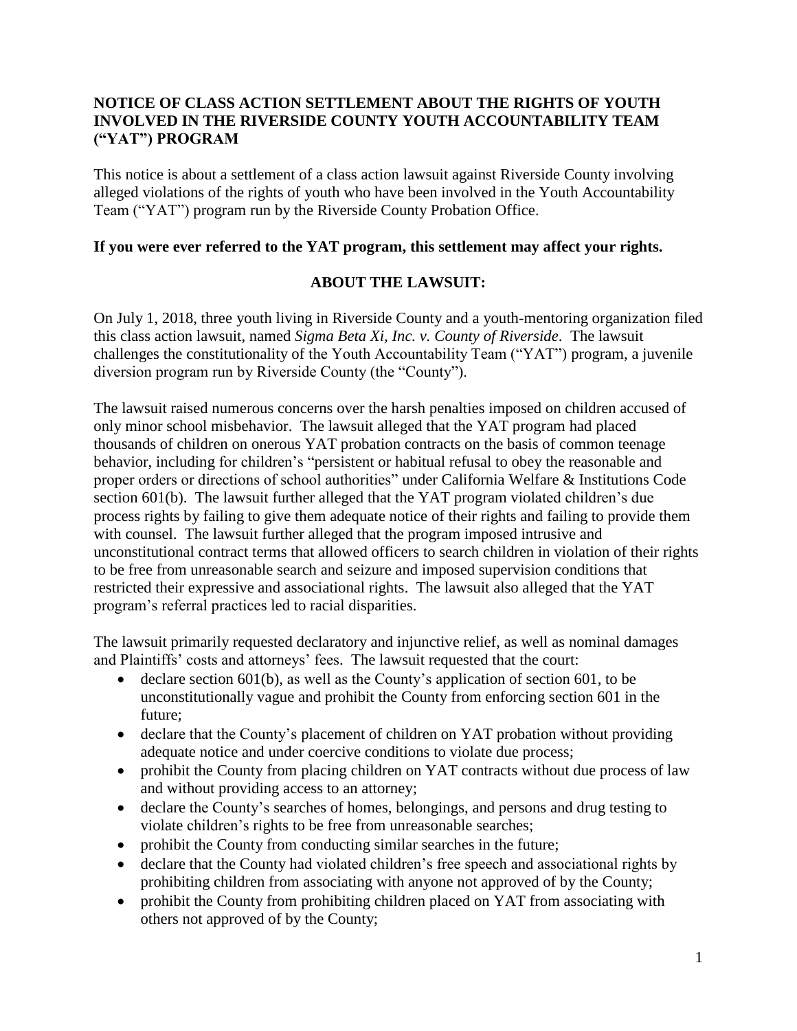# NOTICE OF CLASS ACTION SETTLEMENT ABOUT THE RIGHTS OF YOUTH INVOLVED IN THE RIVERSIDE COUNTY YOUTH ACCOUNTABILITY TEAM ("YAT") PROGRAM

This notice is about a settlement of a class action lawsuit against Riverside County involving alleged violations of the rights of youth who have been involved in the Youth Accountability Team ("YAT") program run by the Riverside County Probation Office.

**If you were ever referred to the YAT program, this settlement may affect your rights.**

## ABOUT THE LAWSUIT:

On July 1, 2018, three youth living in Riverside County and a youth-mentoring organization filed this class action lawsuit, named *Sigma Beta Xi, Inc. v. County of Riverside*. The lawsuit challenges the constitutionality of the Youth Accountability Team ("YAT") program, a juvenile diversion program run by Riverside County (the "County").

The lawsuit raised numerous concerns over the harsh penalties imposed on children accused of only minor school misbehavior. The lawsuit alleged that the YAT program had placed thousands of children on onerous YAT probation contracts on the basis of common teenage behavior, including for children's "persistent or habitual refusal to obey the reasonable and proper orders or directions of school authorities" under California Welfare & Institutions Code section 601(b). The lawsuit further alleged that the YAT program violated children's due process rights by failing to give them adequate notice of their rights and failing to provide them with counsel. The lawsuit further alleged that the program imposed intrusive and unconstitutional contract terms that allowed officers to search children in violation of their rights to be free from unreasonable search and seizure and imposed supervision conditions that restricted their expressive and associational rights. The lawsuit also alleged that the YAT program's referral practices led to racial disparities.

The lawsuit primarily requested declaratory and injunctive relief, as well as nominal damages and Plaintiffs' costs and attorneys' fees. The lawsuit requested that the court:

- declare section 601(b), as well as the County's application of section 601, to be unconstitutionally vague and prohibit the County from enforcing section 601 in the future;
- declare that the County's placement of children on YAT probation without providing adequate notice and under coercive conditions to violate due process;
- prohibit the County from placing children on YAT contracts without due process of law and without providing access to an attorney;
- declare the County's searches of homes, belongings, and persons and drug testing to violate children's rights to be free from unreasonable searches;
- prohibit the County from conducting similar searches in the future;
- declare that the County had violated children's free speech and associational rights by prohibiting children from associating with anyone not approved of by the County;
- prohibit the County from prohibiting children placed on YAT from associating with others not approved of by the County;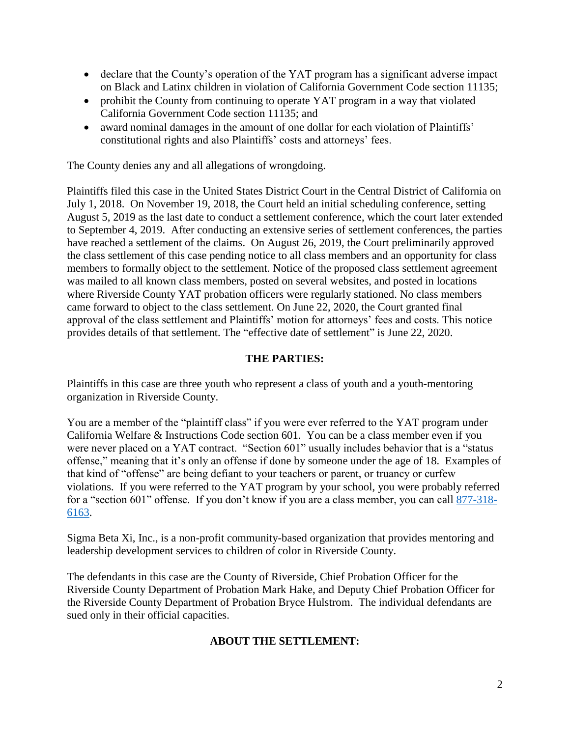- declare that the County's operation of the YAT program has a significant adverse impact on Black and Latinx children in violation of California Government Code section 11135;
- prohibit the County from continuing to operate YAT program in a way that violated California Government Code section 11135; and
- award nominal damages in the amount of one dollar for each violation of Plaintiffs' constitutional rights and also Plaintiffs' costs and attorneys' fees.

The County denies any and all allegations of wrongdoing.

Plaintiffs filed this case in the United States District Court in the Central District of California on July 1, 2018. On November 19, 2018, the Court held an initial scheduling conference, setting August 5, 2019 as the last date to conduct a settlement conference, which the court later extended to September 4, 2019. After conducting an extensive series of settlement conferences, the parties have reached a settlement of the claims. On August 26, 2019, the Court preliminarily approved the class settlement of this case pending notice to all class members and an opportunity for class members to formally object to the settlement. Notice of the proposed class settlement agreement was mailed to all known class members, posted on several websites, and posted in locations where Riverside County YAT probation officers were regularly stationed. No class members came forward to object to the class settlement. On June 22, 2020, the Court granted final approval of the class settlement and Plaintiffs' motion for attorneys' fees and costs. This notice provides details of that settlement. The "effective date of settlement" is June 22, 2020.

## THE PARTIES:

Plaintiffs in this case are three youth who represent a class of youth and a youth-mentoring organization in Riverside County.

You are a member of the "plaintiff class" if you were ever referred to the YAT program under California Welfare & Instructions Code section 601. You can be a class member even if you were never placed on a YAT contract. "Section 601" usually includes behavior that is a "status offense," meaning that it's only an offense if done by someone under the age of 18. Examples of that kind of "offense" are being defiant to your teachers or parent, or truancy or curfew violations. If you were referred to the YAT program by your school, you were probably referred for a "section 601" offense. If you don't know if you are a class member, you can call 877-318-6163.

Sigma Beta Xi, Inc., is a non-profit community-based organization that provides mentoring and leadership development services to children of color in Riverside County.

The defendants in this case are the County of Riverside, Chief Probation Officer for the Riverside County Department of Probation Mark Hake, and Deputy Chief Probation Officer for the Riverside County Department of Probation Bryce Hulstrom. The individual defendants are sued only in their official capacities.

## ABOUT THE SETTLEMENT: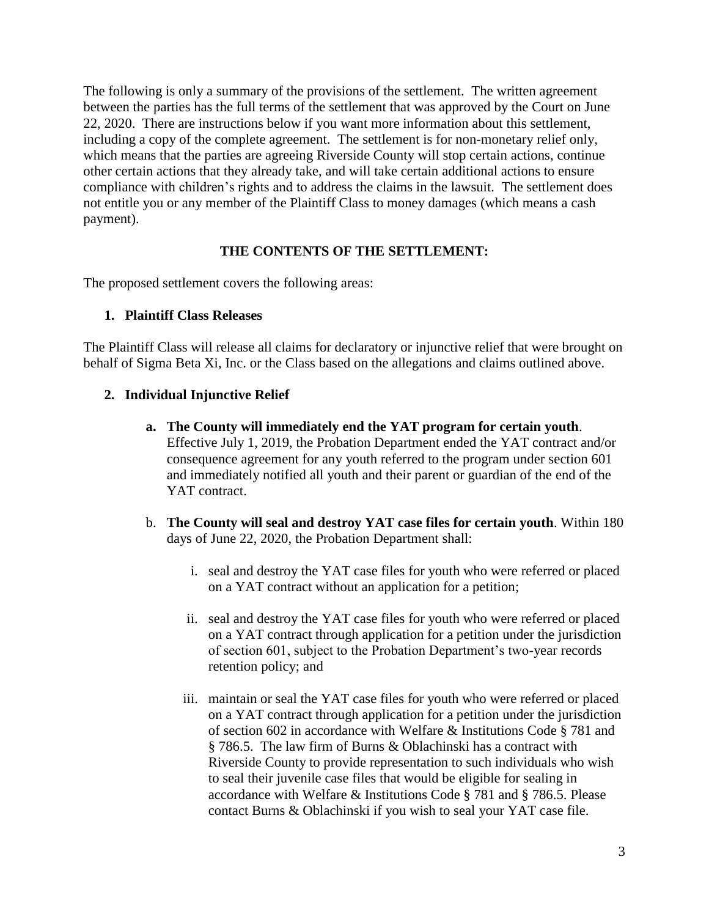The following is only a summary of the provisions of the settlement. The written agreement between the parties has the full terms of the settlement that was approved by the Court on June 22, 2020. There are instructions below if you want more information about this settlement, including a copy of the complete agreement. The settlement is for non-monetary relief only, which means that the parties are agreeing Riverside County will stop certain actions, continue other certain actions that they already take, and will take certain additional actions to ensure compliance with children's rights and to address the claims in the lawsuit. The settlement does not entitle you or any member of the Plaintiff Class to money damages (which means a cash payment).

**THE CONTENTS OF THE SETTLEMENT:**

The proposed settlement covers the following areas:

1. **Plaintiff Class Releases**

The Plaintiff Class will release all claims for declaratory or injunctive relief that were brought on behalf of Sigma Beta Xi, Inc. or the Class based on the allegations and claims outlined above.

2. **Individual Injunctive Relief**

   a. **The County will immediately end the YAT program for certain youth**. Effective July 1, 2019, the Probation Department ended the YAT contract and/or consequence agreement for any youth referred to the program under section 601 and immediately notified all youth and their parent or guardian of the end of the YAT contract.

   b. **The County will seal and destroy YAT case files for certain youth**. Within 180 days of June 22, 2020, the Probation Department shall:

      i. seal and destroy the YAT case files for youth who were referred or placed on a YAT contract without an application for a petition;

      ii. seal and destroy the YAT case files for youth who were referred or placed on a YAT contract through application for a petition under the jurisdiction of section 601, subject to the Probation Department's two-year records retention policy; and

      iii. maintain or seal the YAT case files for youth who were referred or placed on a YAT contract through application for a petition under the jurisdiction of section 602 in accordance with Welfare & Institutions Code § 781 and § 786.5. The law firm of Burns & Oblachinski has a contract with Riverside County to provide representation to such individuals who wish to seal their juvenile case files that would be eligible for sealing in accordance with Welfare & Institutions Code § 781 and § 786.5. Please contact Burns & Oblachinski if you wish to seal your YAT case file.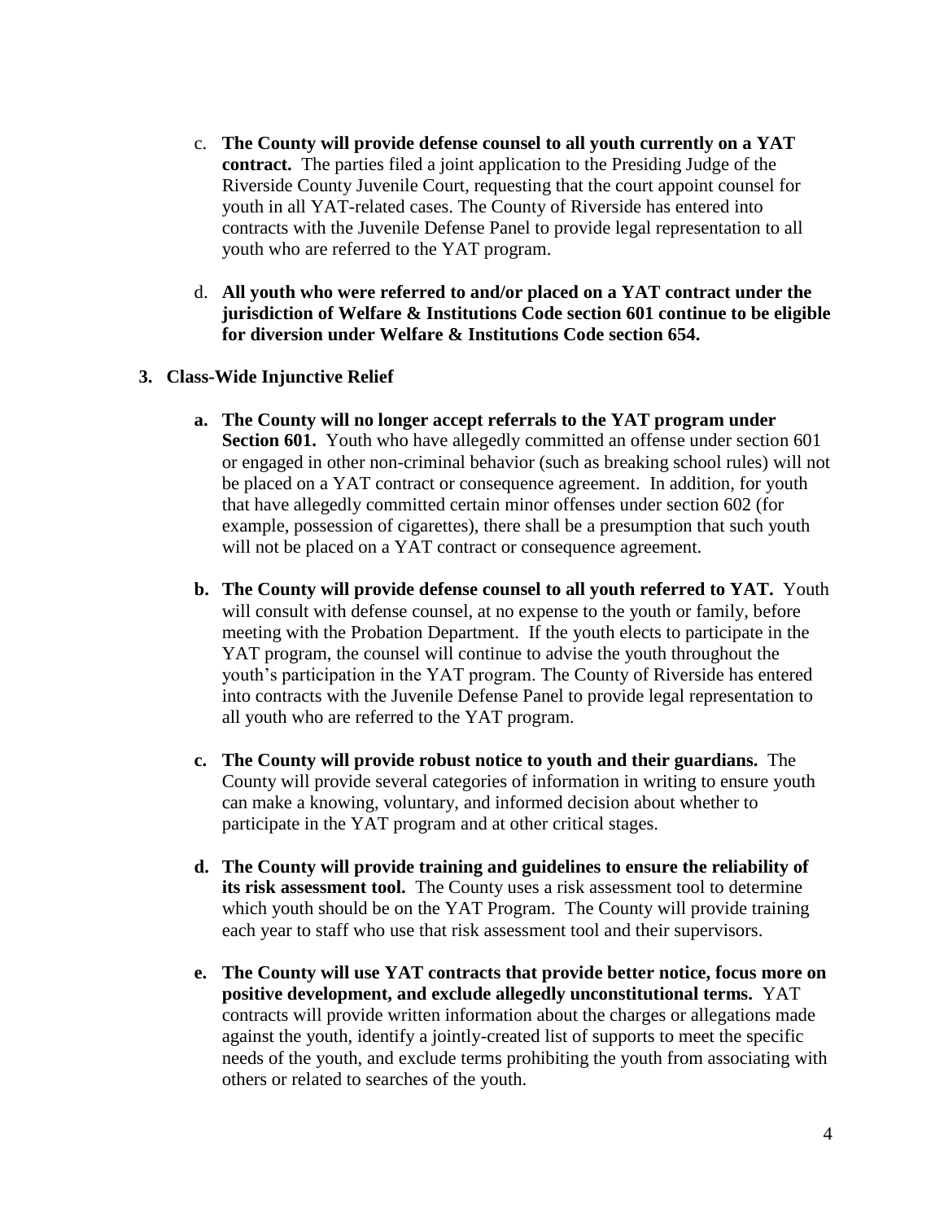c. **The County will provide defense counsel to all youth currently on a YAT contract.** The parties filed a joint application to the Presiding Judge of the Riverside County Juvenile Court, requesting that the court appoint counsel for youth in all YAT-related cases. The County of Riverside has entered into contracts with the Juvenile Defense Panel to provide legal representation to all youth who are referred to the YAT program.

d. **All youth who were referred to and/or placed on a YAT contract under the jurisdiction of Welfare & Institutions Code section 601 continue to be eligible for diversion under Welfare & Institutions Code section 654.**

**3. Class-Wide Injunctive Relief**

**a. The County will no longer accept referrals to the YAT program under Section 601.** Youth who have allegedly committed an offense under section 601 or engaged in other non-criminal behavior (such as breaking school rules) will not be placed on a YAT contract or consequence agreement. In addition, for youth that have allegedly committed certain minor offenses under section 602 (for example, possession of cigarettes), there shall be a presumption that such youth will not be placed on a YAT contract or consequence agreement.

**b. The County will provide defense counsel to all youth referred to YAT.** Youth will consult with defense counsel, at no expense to the youth or family, before meeting with the Probation Department. If the youth elects to participate in the YAT program, the counsel will continue to advise the youth throughout the youth's participation in the YAT program. The County of Riverside has entered into contracts with the Juvenile Defense Panel to provide legal representation to all youth who are referred to the YAT program.

**c. The County will provide robust notice to youth and their guardians.** The County will provide several categories of information in writing to ensure youth can make a knowing, voluntary, and informed decision about whether to participate in the YAT program and at other critical stages.

**d. The County will provide training and guidelines to ensure the reliability of its risk assessment tool.** The County uses a risk assessment tool to determine which youth should be on the YAT Program. The County will provide training each year to staff who use that risk assessment tool and their supervisors.

**e. The County will use YAT contracts that provide better notice, focus more on positive development, and exclude allegedly unconstitutional terms.** YAT contracts will provide written information about the charges or allegations made against the youth, identify a jointly-created list of supports to meet the specific needs of the youth, and exclude terms prohibiting the youth from associating with others or related to searches of the youth.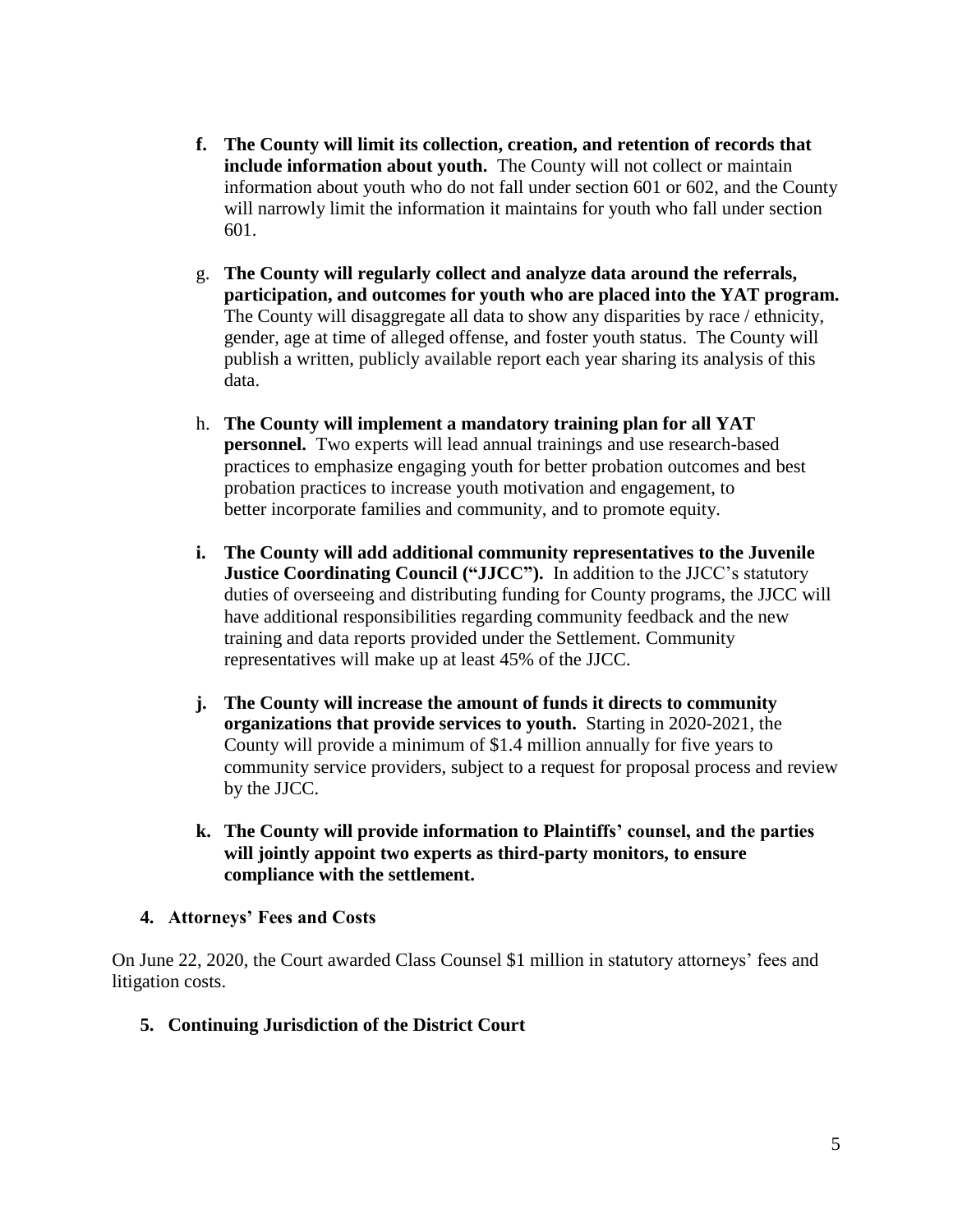f. **The County will limit its collection, creation, and retention of records that include information about youth.** The County will not collect or maintain information about youth who do not fall under section 601 or 602, and the County will narrowly limit the information it maintains for youth who fall under section 601.

g. **The County will regularly collect and analyze data around the referrals, participation, and outcomes for youth who are placed into the YAT program.** The County will disaggregate all data to show any disparities by race / ethnicity, gender, age at time of alleged offense, and foster youth status. The County will publish a written, publicly available report each year sharing its analysis of this data.

h. **The County will implement a mandatory training plan for all YAT personnel.** Two experts will lead annual trainings and use research-based practices to emphasize engaging youth for better probation outcomes and best probation practices to increase youth motivation and engagement, to better incorporate families and community, and to promote equity.

i. **The County will add additional community representatives to the Juvenile Justice Coordinating Council ("JJCC").** In addition to the JJCC's statutory duties of overseeing and distributing funding for County programs, the JJCC will have additional responsibilities regarding community feedback and the new training and data reports provided under the Settlement. Community representatives will make up at least 45% of the JJCC.

j. **The County will increase the amount of funds it directs to community organizations that provide services to youth.** Starting in 2020-2021, the County will provide a minimum of $1.4 million annually for five years to community service providers, subject to a request for proposal process and review by the JJCC.

k. **The County will provide information to Plaintiffs' counsel, and the parties will jointly appoint two experts as third-party monitors, to ensure compliance with the settlement.**

### 4. Attorneys' Fees and Costs

On June 22, 2020, the Court awarded Class Counsel $1 million in statutory attorneys' fees and litigation costs.

### 5. Continuing Jurisdiction of the District Court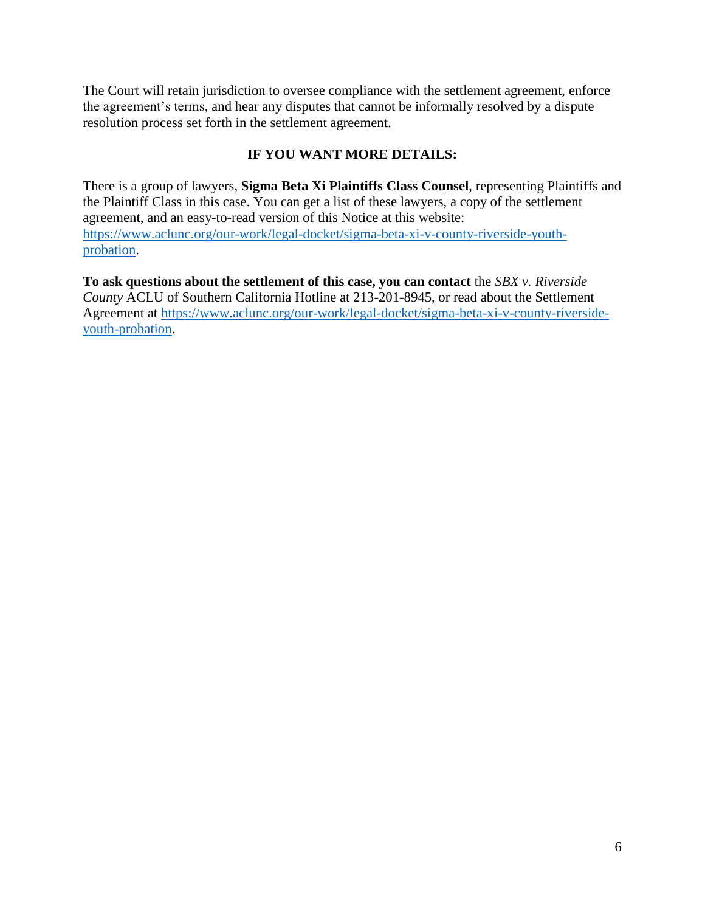The Court will retain jurisdiction to oversee compliance with the settlement agreement, enforce the agreement's terms, and hear any disputes that cannot be informally resolved by a dispute resolution process set forth in the settlement agreement.

## IF YOU WANT MORE DETAILS:

There is a group of lawyers, **Sigma Beta Xi Plaintiffs Class Counsel**, representing Plaintiffs and the Plaintiff Class in this case. You can get a list of these lawyers, a copy of the settlement agreement, and an easy-to-read version of this Notice at this website: [https://www.aclunc.org/our-work/legal-docket/sigma-beta-xi-v-county-riverside-youth-probation](https://www.aclunc.org/our-work/legal-docket/sigma-beta-xi-v-county-riverside-youth-probation).

**To ask questions about the settlement of this case, you can contact** the *SBX v. Riverside County* ACLU of Southern California Hotline at 213-201-8945, or read about the Settlement Agreement at [https://www.aclunc.org/our-work/legal-docket/sigma-beta-xi-v-county-riverside-youth-probation](https://www.aclunc.org/our-work/legal-docket/sigma-beta-xi-v-county-riverside-youth-probation).